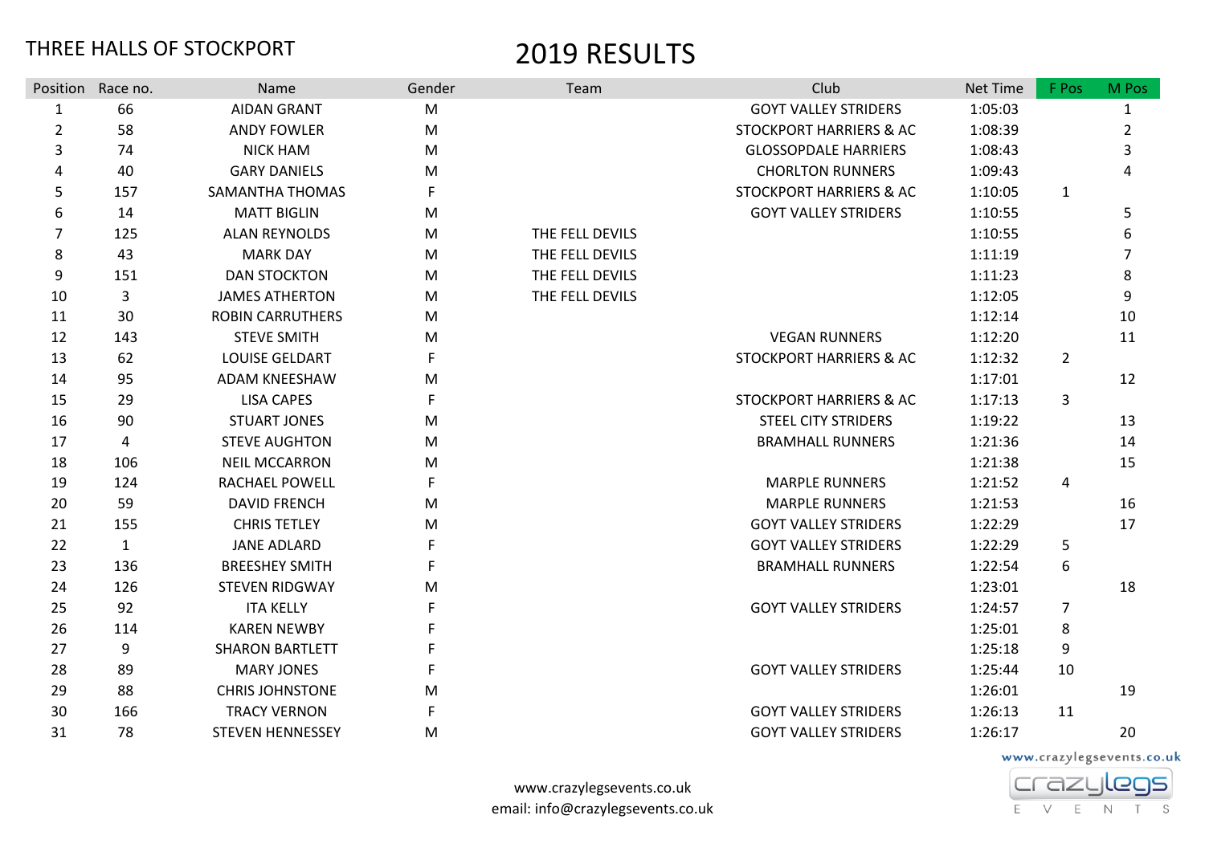THREE HALLS OF STOCKPORT

# 2019 RESULTS

| Position | Race no. | Name | Gender | Team | Club | Net Time | F Pos | M Pos |
|---|---|---|---|---|---|---|---|---|
| 1 | 66 | AIDAN GRANT | M | | GOYT VALLEY STRIDERS | 1:05:03 | | 1 |
| 2 | 58 | ANDY FOWLER | M | | STOCKPORT HARRIERS & AC | 1:08:39 | | 2 |
| 3 | 74 | NICK HAM | M | | GLOSSOPDALE HARRIERS | 1:08:43 | | 3 |
| 4 | 40 | GARY DANIELS | M | | CHORLTON RUNNERS | 1:09:43 | | 4 |
| 5 | 157 | SAMANTHA THOMAS | F | | STOCKPORT HARRIERS & AC | 1:10:05 | 1 | |
| 6 | 14 | MATT BIGLIN | M | | GOYT VALLEY STRIDERS | 1:10:55 | | 5 |
| 7 | 125 | ALAN REYNOLDS | M | THE FELL DEVILS | | 1:10:55 | | 6 |
| 8 | 43 | MARK DAY | M | THE FELL DEVILS | | 1:11:19 | | 7 |
| 9 | 151 | DAN STOCKTON | M | THE FELL DEVILS | | 1:11:23 | | 8 |
| 10 | 3 | JAMES ATHERTON | M | THE FELL DEVILS | | 1:12:05 | | 9 |
| 11 | 30 | ROBIN CARRUTHERS | M | | | 1:12:14 | | 10 |
| 12 | 143 | STEVE SMITH | M | | VEGAN RUNNERS | 1:12:20 | | 11 |
| 13 | 62 | LOUISE GELDART | F | | STOCKPORT HARRIERS & AC | 1:12:32 | 2 | |
| 14 | 95 | ADAM KNEESHAW | M | | | 1:17:01 | | 12 |
| 15 | 29 | LISA CAPES | F | | STOCKPORT HARRIERS & AC | 1:17:13 | 3 | |
| 16 | 90 | STUART JONES | M | | STEEL CITY STRIDERS | 1:19:22 | | 13 |
| 17 | 4 | STEVE AUGHTON | M | | BRAMHALL RUNNERS | 1:21:36 | | 14 |
| 18 | 106 | NEIL MCCARRON | M | | | 1:21:38 | | 15 |
| 19 | 124 | RACHAEL POWELL | F | | MARPLE RUNNERS | 1:21:52 | 4 | |
| 20 | 59 | DAVID FRENCH | M | | MARPLE RUNNERS | 1:21:53 | | 16 |
| 21 | 155 | CHRIS TETLEY | M | | GOYT VALLEY STRIDERS | 1:22:29 | | 17 |
| 22 | 1 | JANE ADLARD | F | | GOYT VALLEY STRIDERS | 1:22:29 | 5 | |
| 23 | 136 | BREESHEY SMITH | F | | BRAMHALL RUNNERS | 1:22:54 | 6 | |
| 24 | 126 | STEVEN RIDGWAY | M | | | 1:23:01 | | 18 |
| 25 | 92 | ITA KELLY | F | | GOYT VALLEY STRIDERS | 1:24:57 | 7 | |
| 26 | 114 | KAREN NEWBY | F | | | 1:25:01 | 8 | |
| 27 | 9 | SHARON BARTLETT | F | | | 1:25:18 | 9 | |
| 28 | 89 | MARY JONES | F | | GOYT VALLEY STRIDERS | 1:25:44 | 10 | |
| 29 | 88 | CHRIS JOHNSTONE | M | | | 1:26:01 | | 19 |
| 30 | 166 | TRACY VERNON | F | | GOYT VALLEY STRIDERS | 1:26:13 | 11 | |
| 31 | 78 | STEVEN HENNESSEY | M | | GOYT VALLEY STRIDERS | 1:26:17 | | 20 |

www.crazylegsevents.co.uk
email: info@crazylegsevents.co.uk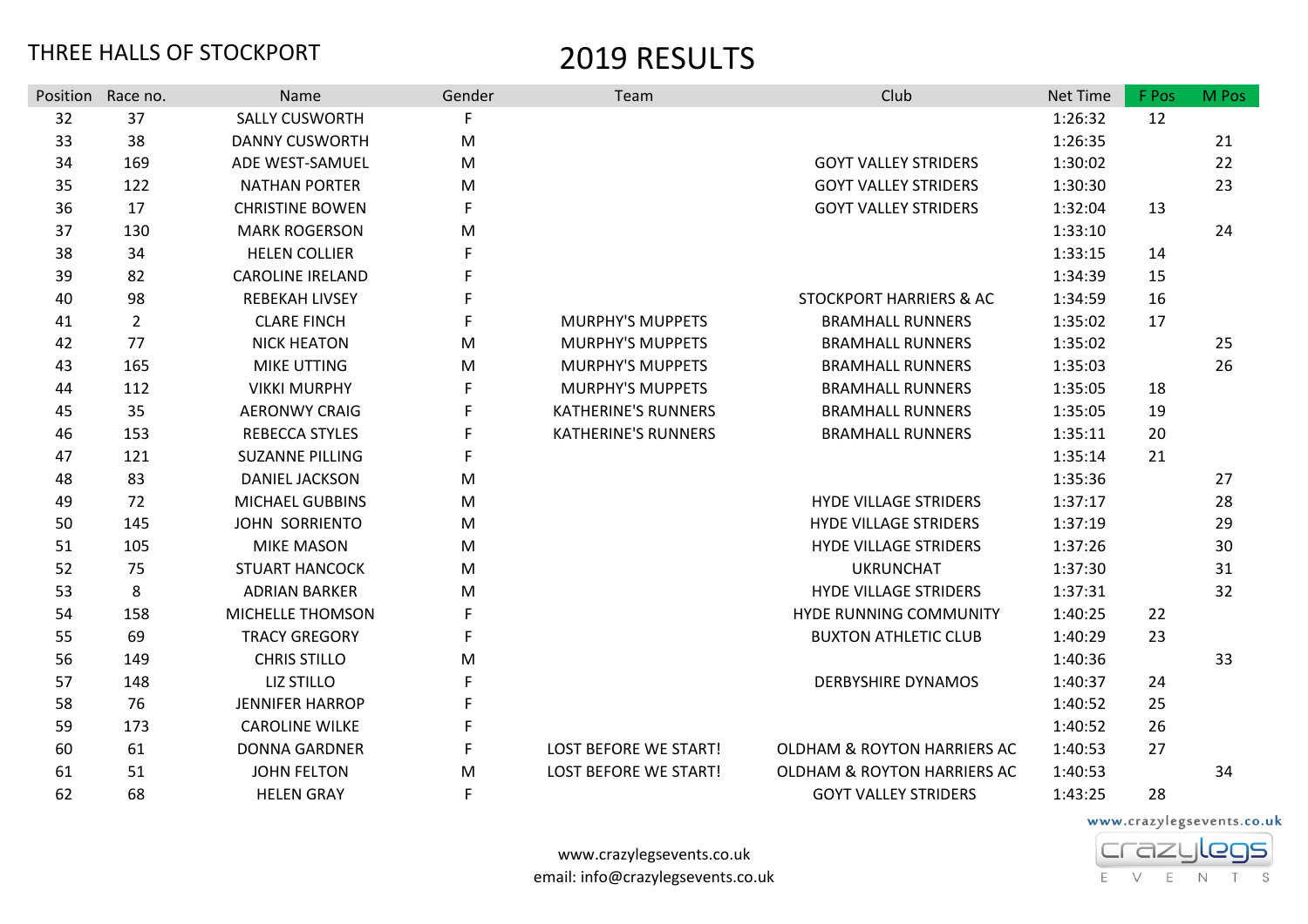THREE HALLS OF STOCKPORT

# 2019 RESULTS

| Position | Race no. | Name | Gender | Team | Club | Net Time | F Pos | M Pos |
|---|---|---|---|---|---|---|---|---|
| 32 | 37 | SALLY CUSWORTH | F | | | 1:26:32 | 12 | |
| 33 | 38 | DANNY CUSWORTH | M | | | 1:26:35 | | 21 |
| 34 | 169 | ADE WEST-SAMUEL | M | | GOYT VALLEY STRIDERS | 1:30:02 | | 22 |
| 35 | 122 | NATHAN PORTER | M | | GOYT VALLEY STRIDERS | 1:30:30 | | 23 |
| 36 | 17 | CHRISTINE BOWEN | F | | GOYT VALLEY STRIDERS | 1:32:04 | 13 | |
| 37 | 130 | MARK ROGERSON | M | | | 1:33:10 | | 24 |
| 38 | 34 | HELEN COLLIER | F | | | 1:33:15 | 14 | |
| 39 | 82 | CAROLINE IRELAND | F | | | 1:34:39 | 15 | |
| 40 | 98 | REBEKAH LIVSEY | F | | STOCKPORT HARRIERS & AC | 1:34:59 | 16 | |
| 41 | 2 | CLARE FINCH | F | MURPHY'S MUPPETS | BRAMHALL RUNNERS | 1:35:02 | 17 | |
| 42 | 77 | NICK HEATON | M | MURPHY'S MUPPETS | BRAMHALL RUNNERS | 1:35:02 | | 25 |
| 43 | 165 | MIKE UTTING | M | MURPHY'S MUPPETS | BRAMHALL RUNNERS | 1:35:03 | | 26 |
| 44 | 112 | VIKKI MURPHY | F | MURPHY'S MUPPETS | BRAMHALL RUNNERS | 1:35:05 | 18 | |
| 45 | 35 | AERONWY CRAIG | F | KATHERINE'S RUNNERS | BRAMHALL RUNNERS | 1:35:05 | 19 | |
| 46 | 153 | REBECCA STYLES | F | KATHERINE'S RUNNERS | BRAMHALL RUNNERS | 1:35:11 | 20 | |
| 47 | 121 | SUZANNE PILLING | F | | | 1:35:14 | 21 | |
| 48 | 83 | DANIEL JACKSON | M | | | 1:35:36 | | 27 |
| 49 | 72 | MICHAEL GUBBINS | M | | HYDE VILLAGE STRIDERS | 1:37:17 | | 28 |
| 50 | 145 | JOHN SORRIENTO | M | | HYDE VILLAGE STRIDERS | 1:37:19 | | 29 |
| 51 | 105 | MIKE MASON | M | | HYDE VILLAGE STRIDERS | 1:37:26 | | 30 |
| 52 | 75 | STUART HANCOCK | M | | UKRUNCHAT | 1:37:30 | | 31 |
| 53 | 8 | ADRIAN BARKER | M | | HYDE VILLAGE STRIDERS | 1:37:31 | | 32 |
| 54 | 158 | MICHELLE THOMSON | F | | HYDE RUNNING COMMUNITY | 1:40:25 | 22 | |
| 55 | 69 | TRACY GREGORY | F | | BUXTON ATHLETIC CLUB | 1:40:29 | 23 | |
| 56 | 149 | CHRIS STILLO | M | | | 1:40:36 | | 33 |
| 57 | 148 | LIZ STILLO | F | | DERBYSHIRE DYNAMOS | 1:40:37 | 24 | |
| 58 | 76 | JENNIFER HARROP | F | | | 1:40:52 | 25 | |
| 59 | 173 | CAROLINE WILKE | F | | | 1:40:52 | 26 | |
| 60 | 61 | DONNA GARDNER | F | LOST BEFORE WE START! | OLDHAM & ROYTON HARRIERS AC | 1:40:53 | 27 | |
| 61 | 51 | JOHN FELTON | M | LOST BEFORE WE START! | OLDHAM & ROYTON HARRIERS AC | 1:40:53 | | 34 |
| 62 | 68 | HELEN GRAY | F | | GOYT VALLEY STRIDERS | 1:43:25 | 28 | |

www.crazylegsevents.co.uk
email: info@crazylegsevents.co.uk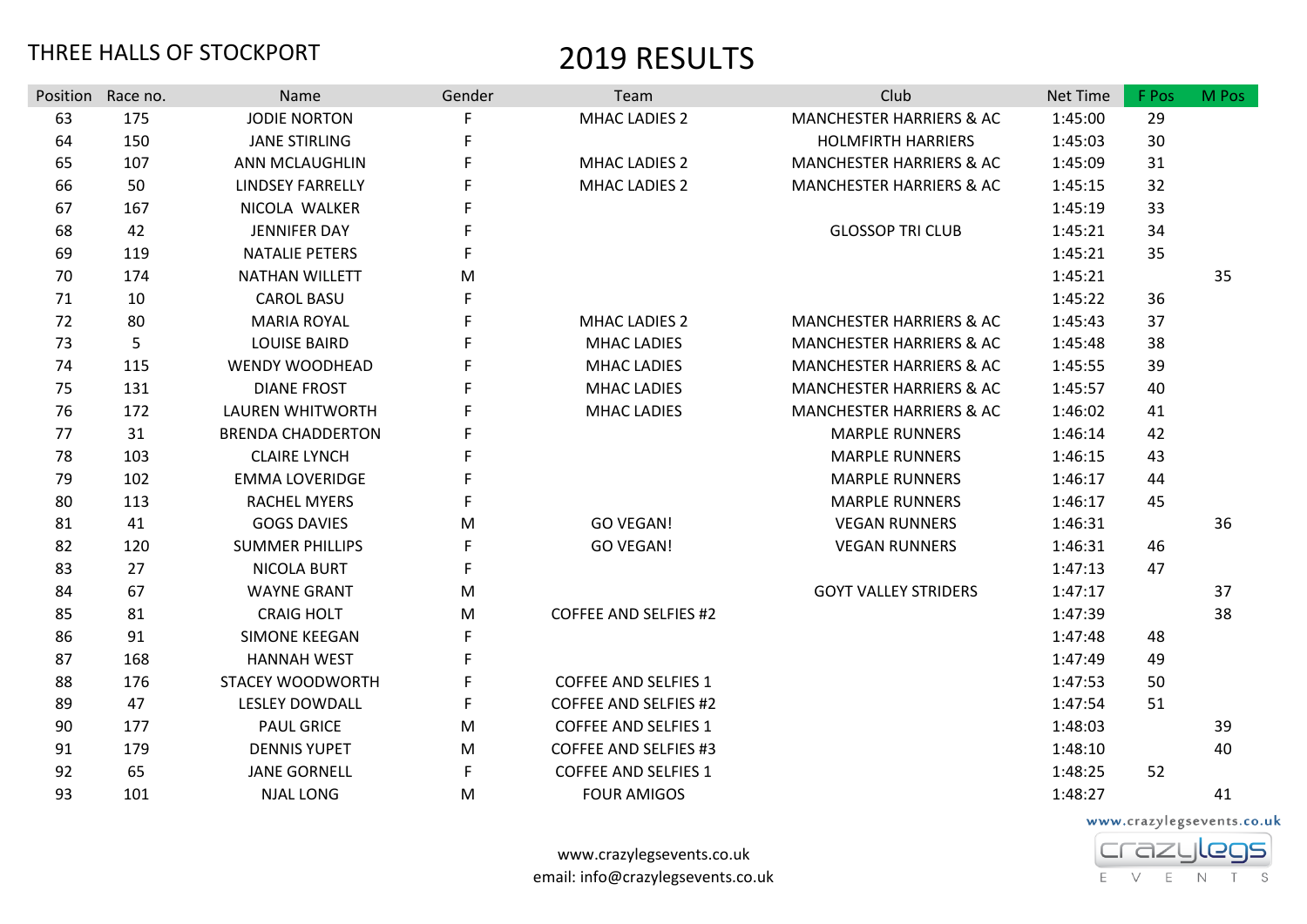THREE HALLS OF STOCKPORT

# 2019 RESULTS

| Position | Race no. | Name | Gender | Team | Club | Net Time | F Pos | M Pos |
|---|---|---|---|---|---|---|---|---|
| 63 | 175 | JODIE NORTON | F | MHAC LADIES 2 | MANCHESTER HARRIERS & AC | 1:45:00 | 29 | |
| 64 | 150 | JANE STIRLING | F | | HOLMFIRTH HARRIERS | 1:45:03 | 30 | |
| 65 | 107 | ANN MCLAUGHLIN | F | MHAC LADIES 2 | MANCHESTER HARRIERS & AC | 1:45:09 | 31 | |
| 66 | 50 | LINDSEY FARRELLY | F | MHAC LADIES 2 | MANCHESTER HARRIERS & AC | 1:45:15 | 32 | |
| 67 | 167 | NICOLA WALKER | F | | | 1:45:19 | 33 | |
| 68 | 42 | JENNIFER DAY | F | | GLOSSOP TRI CLUB | 1:45:21 | 34 | |
| 69 | 119 | NATALIE PETERS | F | | | 1:45:21 | 35 | |
| 70 | 174 | NATHAN WILLETT | M | | | 1:45:21 | | 35 |
| 71 | 10 | CAROL BASU | F | | | 1:45:22 | 36 | |
| 72 | 80 | MARIA ROYAL | F | MHAC LADIES 2 | MANCHESTER HARRIERS & AC | 1:45:43 | 37 | |
| 73 | 5 | LOUISE BAIRD | F | MHAC LADIES | MANCHESTER HARRIERS & AC | 1:45:48 | 38 | |
| 74 | 115 | WENDY WOODHEAD | F | MHAC LADIES | MANCHESTER HARRIERS & AC | 1:45:55 | 39 | |
| 75 | 131 | DIANE FROST | F | MHAC LADIES | MANCHESTER HARRIERS & AC | 1:45:57 | 40 | |
| 76 | 172 | LAUREN WHITWORTH | F | MHAC LADIES | MANCHESTER HARRIERS & AC | 1:46:02 | 41 | |
| 77 | 31 | BRENDA CHADDERTON | F | | MARPLE RUNNERS | 1:46:14 | 42 | |
| 78 | 103 | CLAIRE LYNCH | F | | MARPLE RUNNERS | 1:46:15 | 43 | |
| 79 | 102 | EMMA LOVERIDGE | F | | MARPLE RUNNERS | 1:46:17 | 44 | |
| 80 | 113 | RACHEL MYERS | F | | MARPLE RUNNERS | 1:46:17 | 45 | |
| 81 | 41 | GOGS DAVIES | M | GO VEGAN! | VEGAN RUNNERS | 1:46:31 | | 36 |
| 82 | 120 | SUMMER PHILLIPS | F | GO VEGAN! | VEGAN RUNNERS | 1:46:31 | 46 | |
| 83 | 27 | NICOLA BURT | F | | | 1:47:13 | 47 | |
| 84 | 67 | WAYNE GRANT | M | | GOYT VALLEY STRIDERS | 1:47:17 | | 37 |
| 85 | 81 | CRAIG HOLT | M | COFFEE AND SELFIES #2 | | 1:47:39 | | 38 |
| 86 | 91 | SIMONE KEEGAN | F | | | 1:47:48 | 48 | |
| 87 | 168 | HANNAH WEST | F | | | 1:47:49 | 49 | |
| 88 | 176 | STACEY WOODWORTH | F | COFFEE AND SELFIES 1 | | 1:47:53 | 50 | |
| 89 | 47 | LESLEY DOWDALL | F | COFFEE AND SELFIES #2 | | 1:47:54 | 51 | |
| 90 | 177 | PAUL GRICE | M | COFFEE AND SELFIES 1 | | 1:48:03 | | 39 |
| 91 | 179 | DENNIS YUPET | M | COFFEE AND SELFIES #3 | | 1:48:10 | | 40 |
| 92 | 65 | JANE GORNELL | F | COFFEE AND SELFIES 1 | | 1:48:25 | 52 | |
| 93 | 101 | NJAL LONG | M | FOUR AMIGOS | | 1:48:27 | | 41 |

www.crazylegsevents.co.uk
email: info@crazylegsevents.co.uk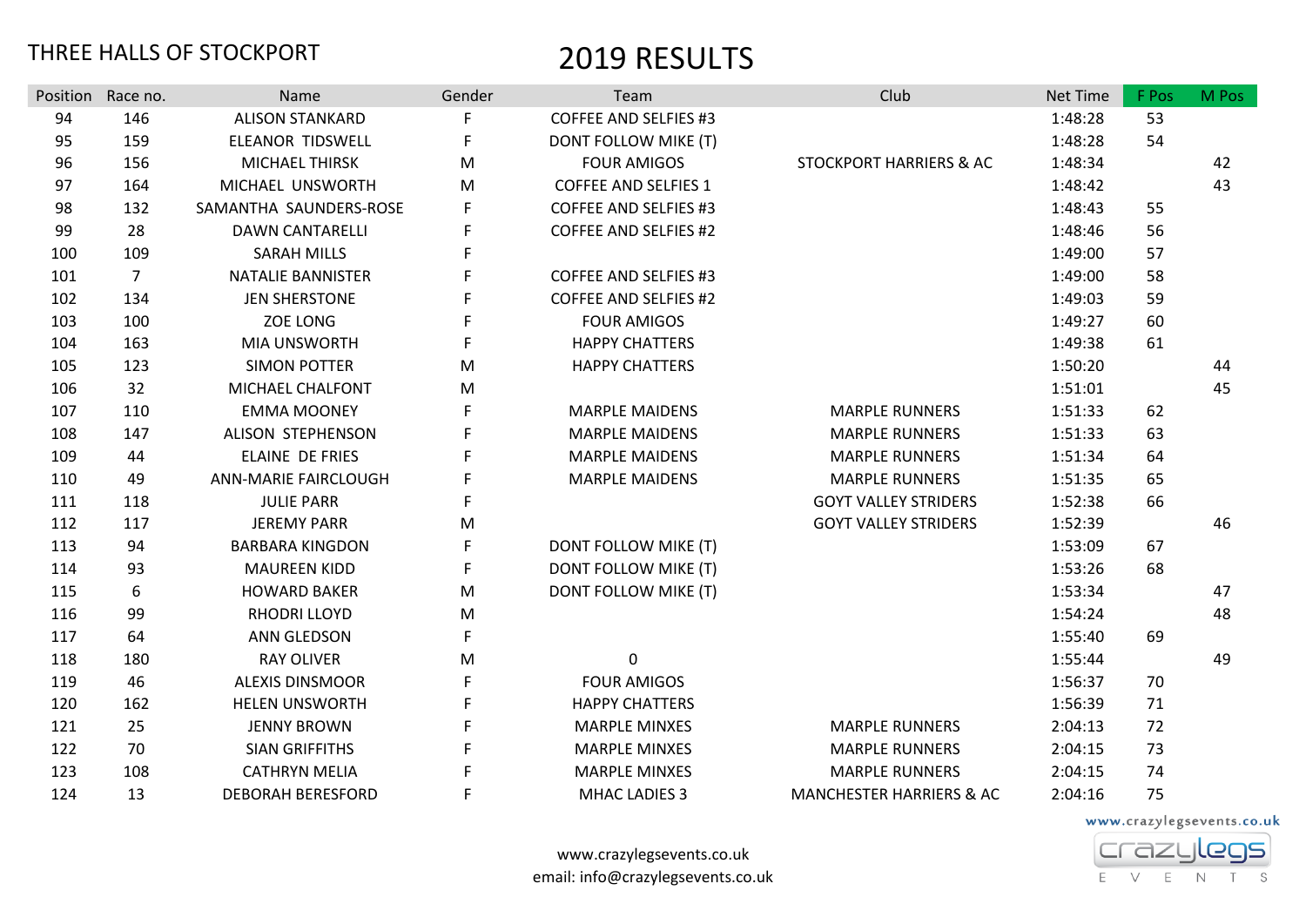THREE HALLS OF STOCKPORT

# 2019 RESULTS

| Position | Race no. | Name | Gender | Team | Club | Net Time | F Pos | M Pos |
|---|---|---|---|---|---|---|---|---|
| 94 | 146 | ALISON STANKARD | F | COFFEE AND SELFIES #3 | | 1:48:28 | 53 | |
| 95 | 159 | ELEANOR TIDSWELL | F | DONT FOLLOW MIKE (T) | | 1:48:28 | 54 | |
| 96 | 156 | MICHAEL THIRSK | M | FOUR AMIGOS | STOCKPORT HARRIERS & AC | 1:48:34 | | 42 |
| 97 | 164 | MICHAEL UNSWORTH | M | COFFEE AND SELFIES 1 | | 1:48:42 | | 43 |
| 98 | 132 | SAMANTHA SAUNDERS-ROSE | F | COFFEE AND SELFIES #3 | | 1:48:43 | 55 | |
| 99 | 28 | DAWN CANTARELLI | F | COFFEE AND SELFIES #2 | | 1:48:46 | 56 | |
| 100 | 109 | SARAH MILLS | F | | | 1:49:00 | 57 | |
| 101 | 7 | NATALIE BANNISTER | F | COFFEE AND SELFIES #3 | | 1:49:00 | 58 | |
| 102 | 134 | JEN SHERSTONE | F | COFFEE AND SELFIES #2 | | 1:49:03 | 59 | |
| 103 | 100 | ZOE LONG | F | FOUR AMIGOS | | 1:49:27 | 60 | |
| 104 | 163 | MIA UNSWORTH | F | HAPPY CHATTERS | | 1:49:38 | 61 | |
| 105 | 123 | SIMON POTTER | M | HAPPY CHATTERS | | 1:50:20 | | 44 |
| 106 | 32 | MICHAEL CHALFONT | M | | | 1:51:01 | | 45 |
| 107 | 110 | EMMA MOONEY | F | MARPLE MAIDENS | MARPLE RUNNERS | 1:51:33 | 62 | |
| 108 | 147 | ALISON STEPHENSON | F | MARPLE MAIDENS | MARPLE RUNNERS | 1:51:33 | 63 | |
| 109 | 44 | ELAINE DE FRIES | F | MARPLE MAIDENS | MARPLE RUNNERS | 1:51:34 | 64 | |
| 110 | 49 | ANN-MARIE FAIRCLOUGH | F | MARPLE MAIDENS | MARPLE RUNNERS | 1:51:35 | 65 | |
| 111 | 118 | JULIE PARR | F | | GOYT VALLEY STRIDERS | 1:52:38 | 66 | |
| 112 | 117 | JEREMY PARR | M | | GOYT VALLEY STRIDERS | 1:52:39 | | 46 |
| 113 | 94 | BARBARA KINGDON | F | DONT FOLLOW MIKE (T) | | 1:53:09 | 67 | |
| 114 | 93 | MAUREEN KIDD | F | DONT FOLLOW MIKE (T) | | 1:53:26 | 68 | |
| 115 | 6 | HOWARD BAKER | M | DONT FOLLOW MIKE (T) | | 1:53:34 | | 47 |
| 116 | 99 | RHODRI LLOYD | M | | | 1:54:24 | | 48 |
| 117 | 64 | ANN GLEDSON | F | | | 1:55:40 | 69 | |
| 118 | 180 | RAY OLIVER | M | 0 | | 1:55:44 | | 49 |
| 119 | 46 | ALEXIS DINSMOOR | F | FOUR AMIGOS | | 1:56:37 | 70 | |
| 120 | 162 | HELEN UNSWORTH | F | HAPPY CHATTERS | | 1:56:39 | 71 | |
| 121 | 25 | JENNY BROWN | F | MARPLE MINXES | MARPLE RUNNERS | 2:04:13 | 72 | |
| 122 | 70 | SIAN GRIFFITHS | F | MARPLE MINXES | MARPLE RUNNERS | 2:04:15 | 73 | |
| 123 | 108 | CATHRYN MELIA | F | MARPLE MINXES | MARPLE RUNNERS | 2:04:15 | 74 | |
| 124 | 13 | DEBORAH BERESFORD | F | MHAC LADIES 3 | MANCHESTER HARRIERS & AC | 2:04:16 | 75 | |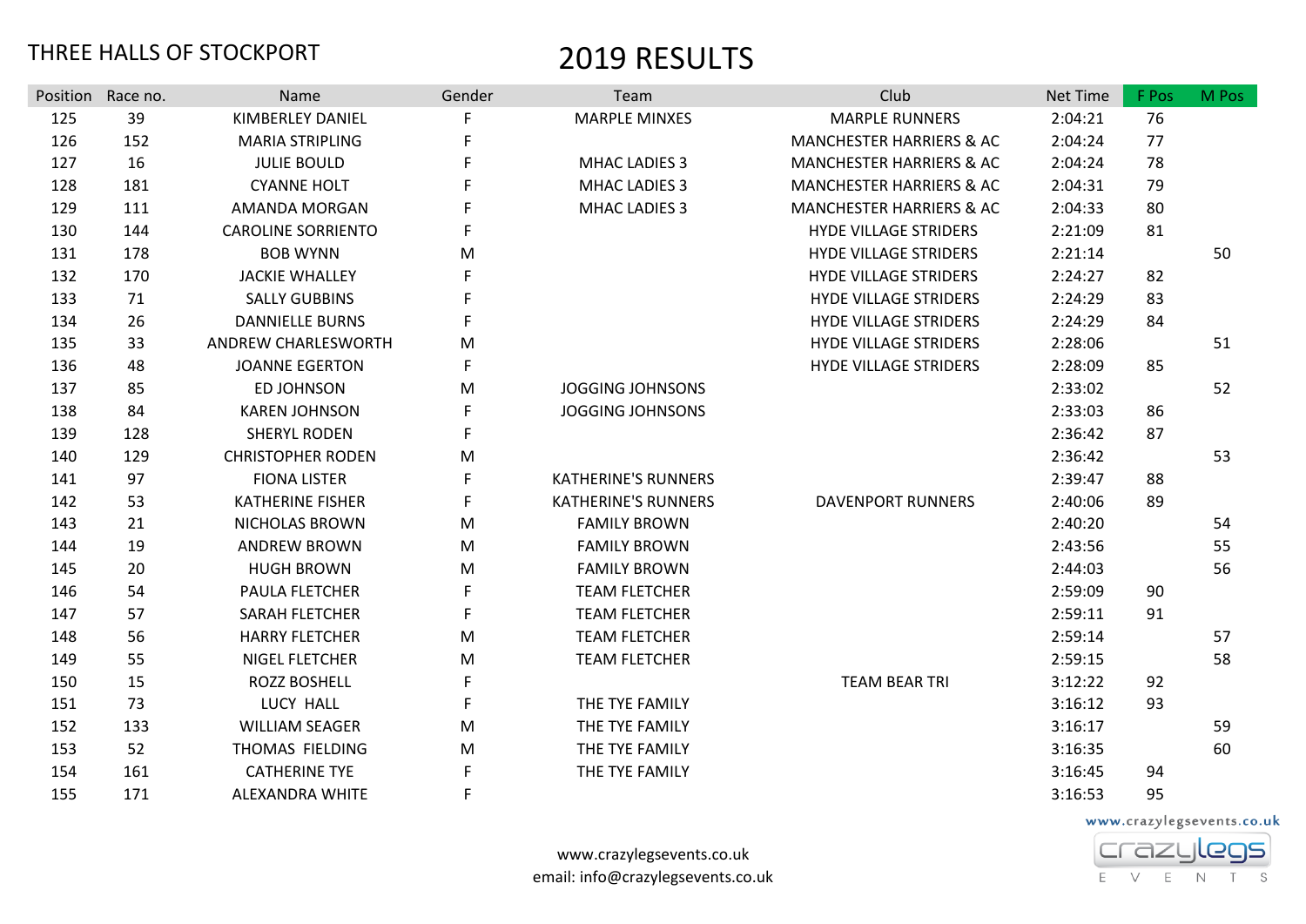THREE HALLS OF STOCKPORT

# 2019 RESULTS

| Position | Race no. | Name | Gender | Team | Club | Net Time | F Pos | M Pos |
|---|---|---|---|---|---|---|---|---|
| 125 | 39 | KIMBERLEY DANIEL | F | MARPLE MINXES | MARPLE RUNNERS | 2:04:21 | 76 | |
| 126 | 152 | MARIA STRIPLING | F | | MANCHESTER HARRIERS & AC | 2:04:24 | 77 | |
| 127 | 16 | JULIE BOULD | F | MHAC LADIES 3 | MANCHESTER HARRIERS & AC | 2:04:24 | 78 | |
| 128 | 181 | CYANNE HOLT | F | MHAC LADIES 3 | MANCHESTER HARRIERS & AC | 2:04:31 | 79 | |
| 129 | 111 | AMANDA MORGAN | F | MHAC LADIES 3 | MANCHESTER HARRIERS & AC | 2:04:33 | 80 | |
| 130 | 144 | CAROLINE SORRIENTO | F | | HYDE VILLAGE STRIDERS | 2:21:09 | 81 | |
| 131 | 178 | BOB WYNN | M | | HYDE VILLAGE STRIDERS | 2:21:14 | | 50 |
| 132 | 170 | JACKIE WHALLEY | F | | HYDE VILLAGE STRIDERS | 2:24:27 | 82 | |
| 133 | 71 | SALLY GUBBINS | F | | HYDE VILLAGE STRIDERS | 2:24:29 | 83 | |
| 134 | 26 | DANNIELLE BURNS | F | | HYDE VILLAGE STRIDERS | 2:24:29 | 84 | |
| 135 | 33 | ANDREW CHARLESWORTH | M | | HYDE VILLAGE STRIDERS | 2:28:06 | | 51 |
| 136 | 48 | JOANNE EGERTON | F | | HYDE VILLAGE STRIDERS | 2:28:09 | 85 | |
| 137 | 85 | ED JOHNSON | M | JOGGING JOHNSONS | | 2:33:02 | | 52 |
| 138 | 84 | KAREN JOHNSON | F | JOGGING JOHNSONS | | 2:33:03 | 86 | |
| 139 | 128 | SHERYL RODEN | F | | | 2:36:42 | 87 | |
| 140 | 129 | CHRISTOPHER RODEN | M | | | 2:36:42 | | 53 |
| 141 | 97 | FIONA LISTER | F | KATHERINE'S RUNNERS | | 2:39:47 | 88 | |
| 142 | 53 | KATHERINE FISHER | F | KATHERINE'S RUNNERS | DAVENPORT RUNNERS | 2:40:06 | 89 | |
| 143 | 21 | NICHOLAS BROWN | M | FAMILY BROWN | | 2:40:20 | | 54 |
| 144 | 19 | ANDREW BROWN | M | FAMILY BROWN | | 2:43:56 | | 55 |
| 145 | 20 | HUGH BROWN | M | FAMILY BROWN | | 2:44:03 | | 56 |
| 146 | 54 | PAULA FLETCHER | F | TEAM FLETCHER | | 2:59:09 | 90 | |
| 147 | 57 | SARAH FLETCHER | F | TEAM FLETCHER | | 2:59:11 | 91 | |
| 148 | 56 | HARRY FLETCHER | M | TEAM FLETCHER | | 2:59:14 | | 57 |
| 149 | 55 | NIGEL FLETCHER | M | TEAM FLETCHER | | 2:59:15 | | 58 |
| 150 | 15 | ROZZ BOSHELL | F | | TEAM BEAR TRI | 3:12:22 | 92 | |
| 151 | 73 | LUCY HALL | F | THE TYE FAMILY | | 3:16:12 | 93 | |
| 152 | 133 | WILLIAM SEAGER | M | THE TYE FAMILY | | 3:16:17 | | 59 |
| 153 | 52 | THOMAS FIELDING | M | THE TYE FAMILY | | 3:16:35 | | 60 |
| 154 | 161 | CATHERINE TYE | F | THE TYE FAMILY | | 3:16:45 | 94 | |
| 155 | 171 | ALEXANDRA WHITE | F | | | 3:16:53 | 95 | |

www.crazylegsevents.co.uk
email: info@crazylegsevents.co.uk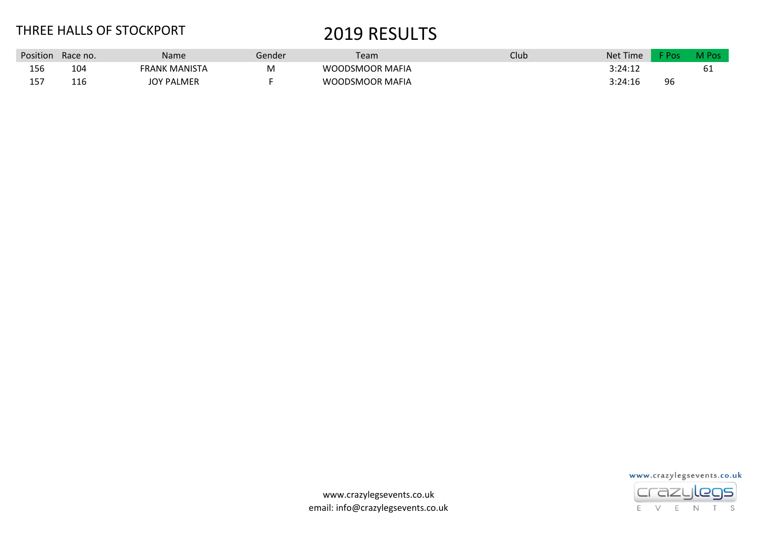THREE HALLS OF STOCKPORT

# 2019 RESULTS

| Position | Race no. | Name | Gender | Team | Club | Net Time | F Pos | M Pos |
|---|---|---|---|---|---|---|---|---|
| 156 | 104 | FRANK MANISTA | M | WOODSMOOR MAFIA | | 3:24:12 | | 61 |
| 157 | 116 | JOY PALMER | F | WOODSMOOR MAFIA | | 3:24:16 | 96 | |

www.crazylegsevents.co.uk
email: info@crazylegsevents.co.uk